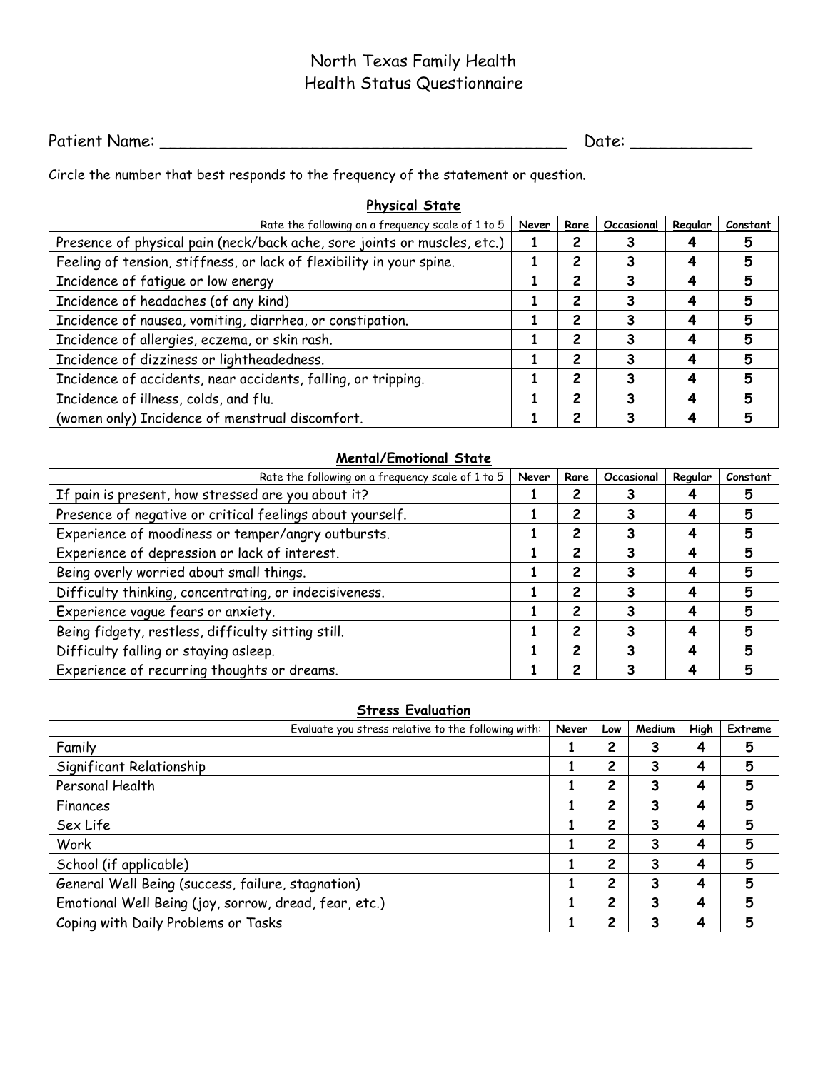# North Texas Family Health
# Health Status Questionnaire

Patient Name: ________________________________________ Date: ____________

Circle the number that best responds to the frequency of the statement or question.

## Physical State

| Rate the following on a frequency scale of 1 to 5 | Never | Rare | Occasional | Regular | Constant |
|---|---|---|---|---|---|
| Presence of physical pain (neck/back ache, sore joints or muscles, etc.) | 1 | 2 | 3 | 4 | 5 |
| Feeling of tension, stiffness, or lack of flexibility in your spine. | 1 | 2 | 3 | 4 | 5 |
| Incidence of fatigue or low energy | 1 | 2 | 3 | 4 | 5 |
| Incidence of headaches (of any kind) | 1 | 2 | 3 | 4 | 5 |
| Incidence of nausea, vomiting, diarrhea, or constipation. | 1 | 2 | 3 | 4 | 5 |
| Incidence of allergies, eczema, or skin rash. | 1 | 2 | 3 | 4 | 5 |
| Incidence of dizziness or lightheadedness. | 1 | 2 | 3 | 4 | 5 |
| Incidence of accidents, near accidents, falling, or tripping. | 1 | 2 | 3 | 4 | 5 |
| Incidence of illness, colds, and flu. | 1 | 2 | 3 | 4 | 5 |
| (women only) Incidence of menstrual discomfort. | 1 | 2 | 3 | 4 | 5 |

## Mental/Emotional State

| Rate the following on a frequency scale of 1 to 5 | Never | Rare | Occasional | Regular | Constant |
|---|---|---|---|---|---|
| If pain is present, how stressed are you about it? | 1 | 2 | 3 | 4 | 5 |
| Presence of negative or critical feelings about yourself. | 1 | 2 | 3 | 4 | 5 |
| Experience of moodiness or temper/angry outbursts. | 1 | 2 | 3 | 4 | 5 |
| Experience of depression or lack of interest. | 1 | 2 | 3 | 4 | 5 |
| Being overly worried about small things. | 1 | 2 | 3 | 4 | 5 |
| Difficulty thinking, concentrating, or indecisiveness. | 1 | 2 | 3 | 4 | 5 |
| Experience vague fears or anxiety. | 1 | 2 | 3 | 4 | 5 |
| Being fidgety, restless, difficulty sitting still. | 1 | 2 | 3 | 4 | 5 |
| Difficulty falling or staying asleep. | 1 | 2 | 3 | 4 | 5 |
| Experience of recurring thoughts or dreams. | 1 | 2 | 3 | 4 | 5 |

## Stress Evaluation

| Evaluate you stress relative to the following with: | Never | Low | Medium | High | Extreme |
|---|---|---|---|---|---|
| Family | 1 | 2 | 3 | 4 | 5 |
| Significant Relationship | 1 | 2 | 3 | 4 | 5 |
| Personal Health | 1 | 2 | 3 | 4 | 5 |
| Finances | 1 | 2 | 3 | 4 | 5 |
| Sex Life | 1 | 2 | 3 | 4 | 5 |
| Work | 1 | 2 | 3 | 4 | 5 |
| School (if applicable) | 1 | 2 | 3 | 4 | 5 |
| General Well Being (success, failure, stagnation) | 1 | 2 | 3 | 4 | 5 |
| Emotional Well Being (joy, sorrow, dread, fear, etc.) | 1 | 2 | 3 | 4 | 5 |
| Coping with Daily Problems or Tasks | 1 | 2 | 3 | 4 | 5 |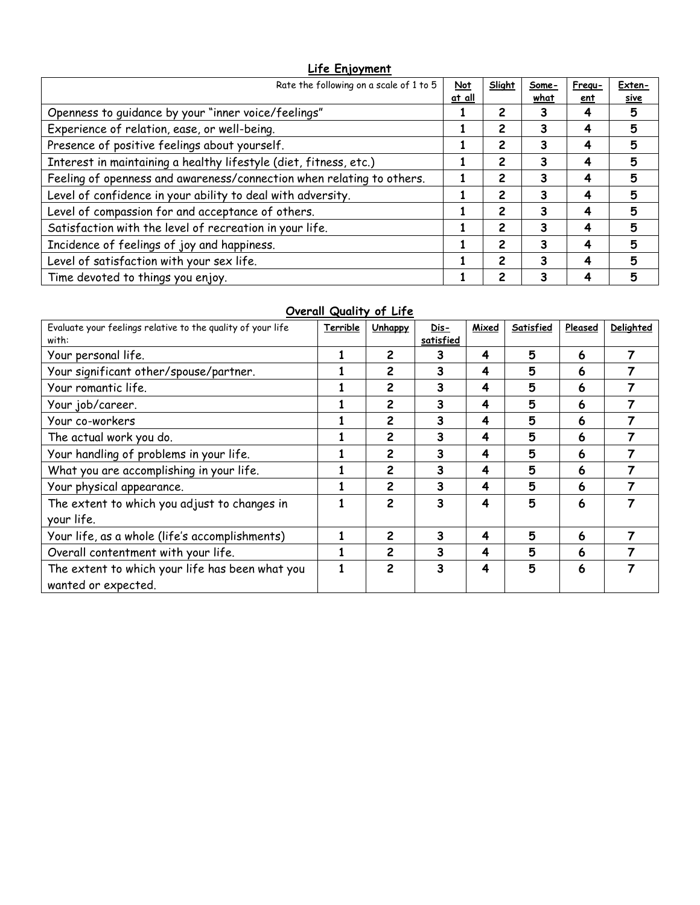## Life Enjoyment

| Rate the following on a scale of 1 to 5 | Not at all | Slight | Some-what | Frequ-ent | Exten-sive |
|---|---|---|---|---|---|
| Openness to guidance by your "inner voice/feelings" | 1 | 2 | 3 | 4 | 5 |
| Experience of relation, ease, or well-being. | 1 | 2 | 3 | 4 | 5 |
| Presence of positive feelings about yourself. | 1 | 2 | 3 | 4 | 5 |
| Interest in maintaining a healthy lifestyle (diet, fitness, etc.) | 1 | 2 | 3 | 4 | 5 |
| Feeling of openness and awareness/connection when relating to others. | 1 | 2 | 3 | 4 | 5 |
| Level of confidence in your ability to deal with adversity. | 1 | 2 | 3 | 4 | 5 |
| Level of compassion for and acceptance of others. | 1 | 2 | 3 | 4 | 5 |
| Satisfaction with the level of recreation in your life. | 1 | 2 | 3 | 4 | 5 |
| Incidence of feelings of joy and happiness. | 1 | 2 | 3 | 4 | 5 |
| Level of satisfaction with your sex life. | 1 | 2 | 3 | 4 | 5 |
| Time devoted to things you enjoy. | 1 | 2 | 3 | 4 | 5 |

## Overall Quality of Life

| Evaluate your feelings relative to the quality of your life with: | Terrible | Unhappy | Dis-satisfied | Mixed | Satisfied | Pleased | Delighted |
|---|---|---|---|---|---|---|---|
| Your personal life. | 1 | 2 | 3 | 4 | 5 | 6 | 7 |
| Your significant other/spouse/partner. | 1 | 2 | 3 | 4 | 5 | 6 | 7 |
| Your romantic life. | 1 | 2 | 3 | 4 | 5 | 6 | 7 |
| Your job/career. | 1 | 2 | 3 | 4 | 5 | 6 | 7 |
| Your co-workers | 1 | 2 | 3 | 4 | 5 | 6 | 7 |
| The actual work you do. | 1 | 2 | 3 | 4 | 5 | 6 | 7 |
| Your handling of problems in your life. | 1 | 2 | 3 | 4 | 5 | 6 | 7 |
| What you are accomplishing in your life. | 1 | 2 | 3 | 4 | 5 | 6 | 7 |
| Your physical appearance. | 1 | 2 | 3 | 4 | 5 | 6 | 7 |
| The extent to which you adjust to changes in your life. | 1 | 2 | 3 | 4 | 5 | 6 | 7 |
| Your life, as a whole (life's accomplishments) | 1 | 2 | 3 | 4 | 5 | 6 | 7 |
| Overall contentment with your life. | 1 | 2 | 3 | 4 | 5 | 6 | 7 |
| The extent to which your life has been what you wanted or expected. | 1 | 2 | 3 | 4 | 5 | 6 | 7 |